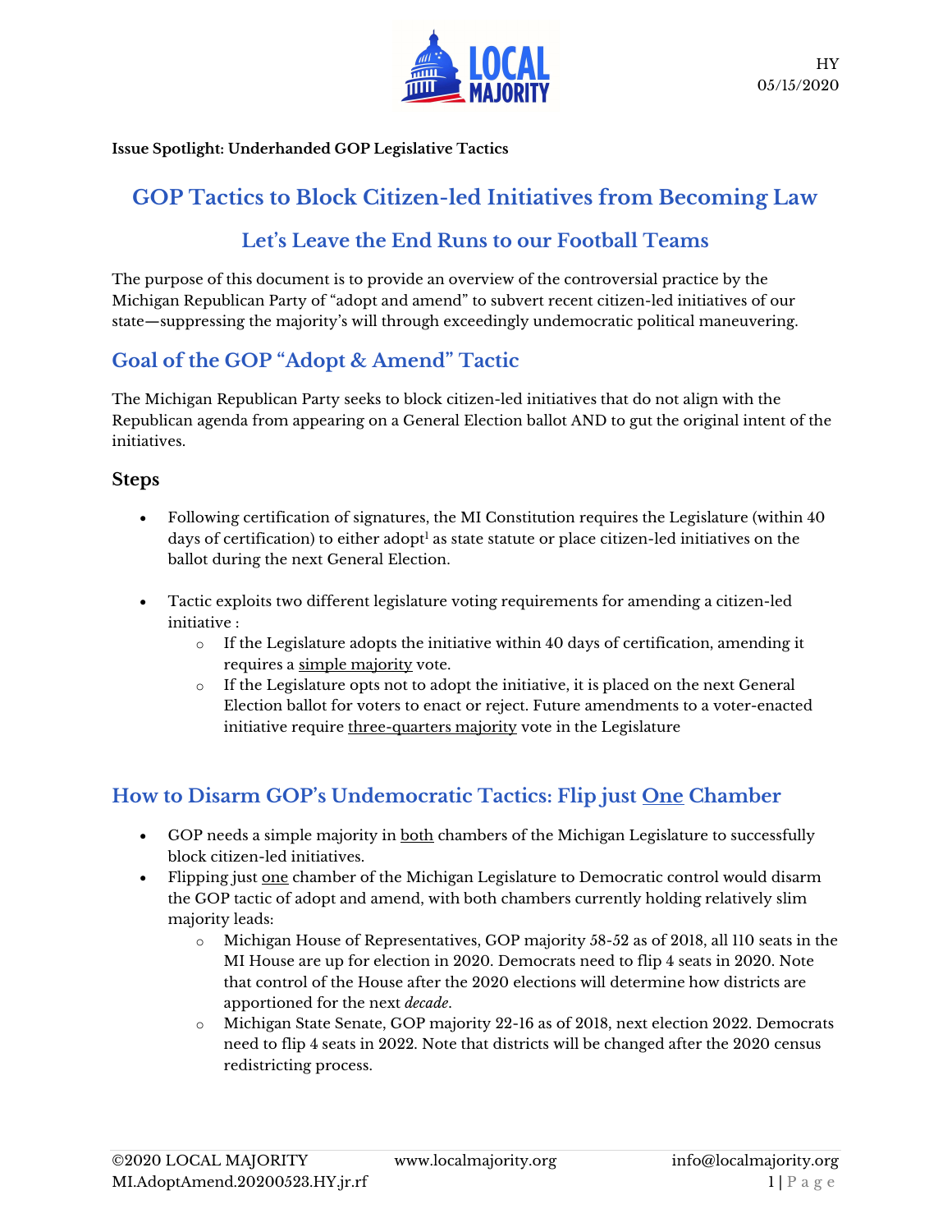HY
05/15/2020

**Issue Spotlight: Underhanded GOP Legislative Tactics**

# GOP Tactics to Block Citizen-led Initiatives from Becoming Law

## Let's Leave the End Runs to our Football Teams

The purpose of this document is to provide an overview of the controversial practice by the Michigan Republican Party of "adopt and amend" to subvert recent citizen-led initiatives of our state—suppressing the majority's will through exceedingly undemocratic political maneuvering.

## Goal of the GOP "Adopt & Amend" Tactic

The Michigan Republican Party seeks to block citizen-led initiatives that do not align with the Republican agenda from appearing on a General Election ballot AND to gut the original intent of the initiatives.

### Steps

- Following certification of signatures, the MI Constitution requires the Legislature (within 40 days of certification) to either adopt[1] as state statute or place citizen-led initiatives on the ballot during the next General Election.

- Tactic exploits two different legislature voting requirements for amending a citizen-led initiative :
    - If the Legislature adopts the initiative within 40 days of certification, amending it requires a <u>simple majority</u> vote.
    - If the Legislature opts not to adopt the initiative, it is placed on the next General Election ballot for voters to enact or reject. Future amendments to a voter-enacted initiative require <u>three-quarters majority</u> vote in the Legislature

## How to Disarm GOP's Undemocratic Tactics: Flip just <u>One</u> Chamber

- GOP needs a simple majority in <u>both</u> chambers of the Michigan Legislature to successfully block citizen-led initiatives.
- Flipping just <u>one</u> chamber of the Michigan Legislature to Democratic control would disarm the GOP tactic of adopt and amend, with both chambers currently holding relatively slim majority leads:
    - Michigan House of Representatives, GOP majority 58-52 as of 2018, all 110 seats in the MI House are up for election in 2020. Democrats need to flip 4 seats in 2020. Note that control of the House after the 2020 elections will determine how districts are apportioned for the next *decade*.
    - Michigan State Senate, GOP majority 22-16 as of 2018, next election 2022. Democrats need to flip 4 seats in 2022. Note that districts will be changed after the 2020 census redistricting process.

©2020 LOCAL MAJORITY www.localmajority.org info@localmajority.org
MI.AdoptAmend.20200523.HY.jr.rf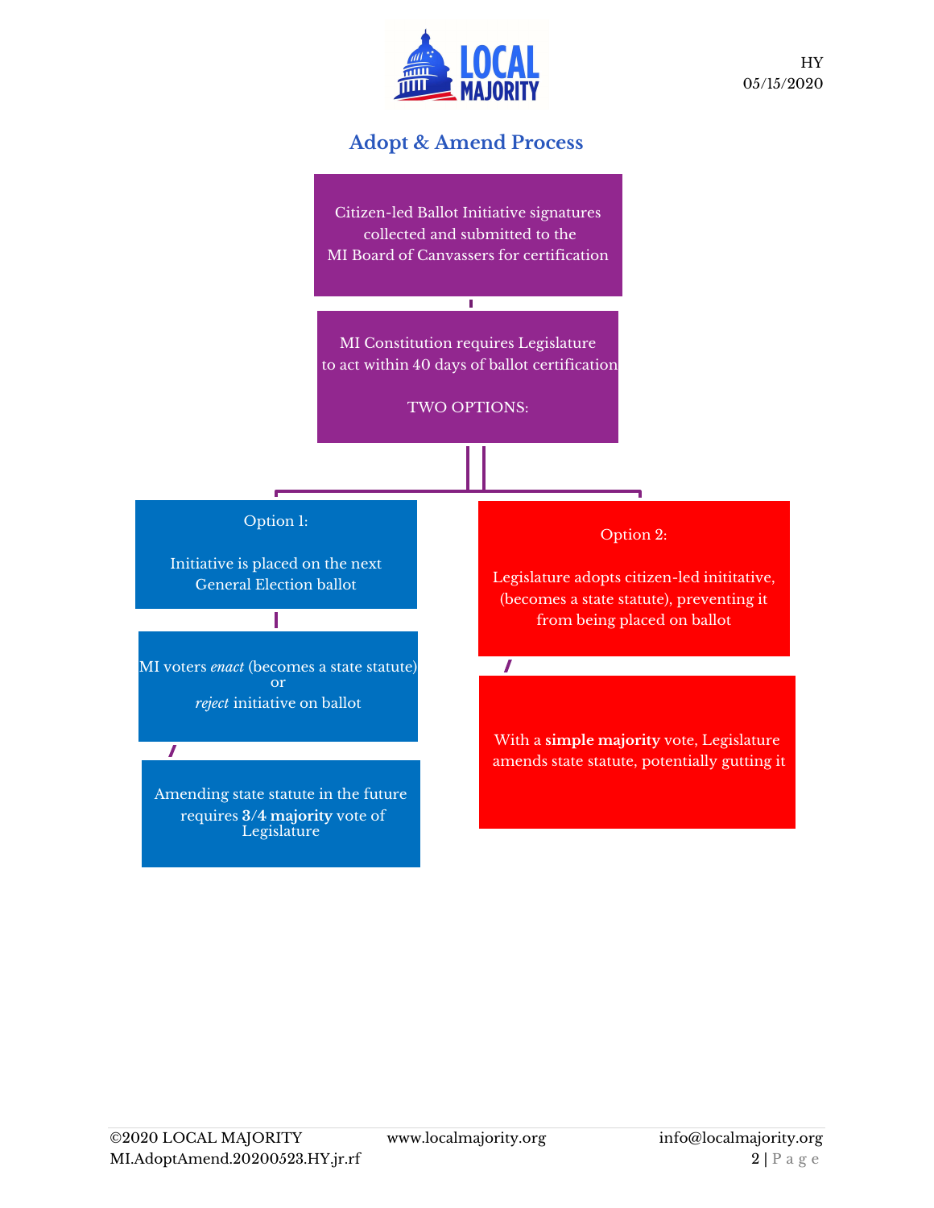## Adopt & Amend Process

Citizen-led Ballot Initiative signatures collected and submitted to the MI Board of Canvassers for certification

MI Constitution requires Legislature to act within 40 days of ballot certification

TWO OPTIONS:

Option 1:

Initiative is placed on the next General Election ballot

MI voters *enact* (becomes a state statute) or *reject* initiative on ballot

Amending state statute in the future requires **3/4 majority** vote of Legislature

Option 2:

Legislature adopts citizen-led inititative, (becomes a state statute), preventing it from being placed on ballot

With a **simple majority** vote, Legislature amends state statute, potentially gutting it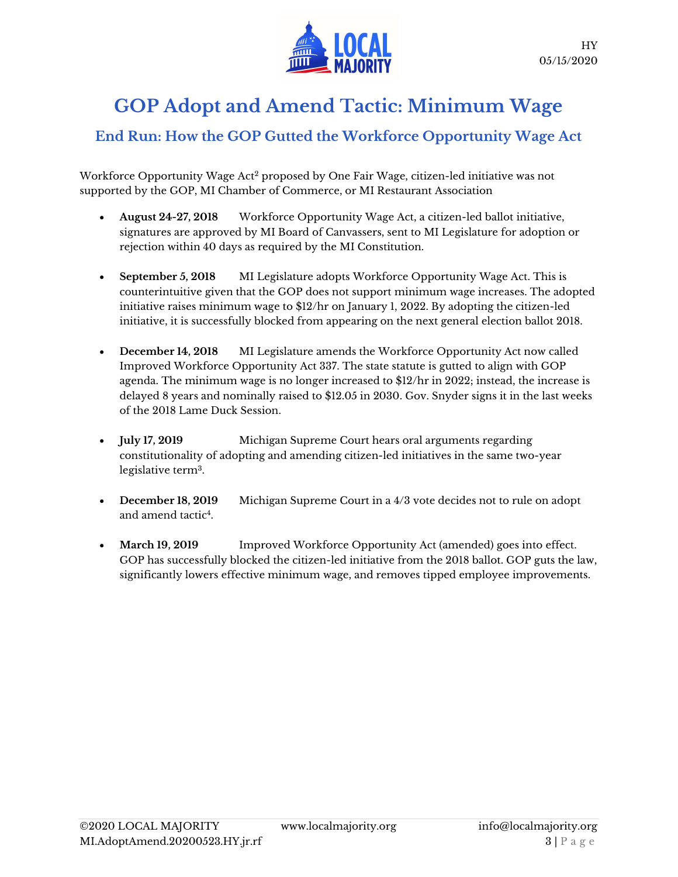HY
05/15/2020

# GOP Adopt and Amend Tactic: Minimum Wage

## End Run: How the GOP Gutted the Workforce Opportunity Wage Act

Workforce Opportunity Wage Act[2] proposed by One Fair Wage, citizen-led initiative was not supported by the GOP, MI Chamber of Commerce, or MI Restaurant Association

- **August 24-27, 2018** Workforce Opportunity Wage Act, a citizen-led ballot initiative, signatures are approved by MI Board of Canvassers, sent to MI Legislature for adoption or rejection within 40 days as required by the MI Constitution.

- **September 5, 2018** MI Legislature adopts Workforce Opportunity Wage Act. This is counterintuitive given that the GOP does not support minimum wage increases. The adopted initiative raises minimum wage to $12/hr on January 1, 2022. By adopting the citizen-led initiative, it is successfully blocked from appearing on the next general election ballot 2018.

- **December 14, 2018** MI Legislature amends the Workforce Opportunity Act now called Improved Workforce Opportunity Act 337. The state statute is gutted to align with GOP agenda. The minimum wage is no longer increased to $12/hr in 2022; instead, the increase is delayed 8 years and nominally raised to $12.05 in 2030. Gov. Snyder signs it in the last weeks of the 2018 Lame Duck Session.

- **July 17, 2019** Michigan Supreme Court hears oral arguments regarding constitutionality of adopting and amending citizen-led initiatives in the same two-year legislative term[3].

- **December 18, 2019** Michigan Supreme Court in a 4/3 vote decides not to rule on adopt and amend tactic[4].

- **March 19, 2019** Improved Workforce Opportunity Act (amended) goes into effect. GOP has successfully blocked the citizen-led initiative from the 2018 ballot. GOP guts the law, significantly lowers effective minimum wage, and removes tipped employee improvements.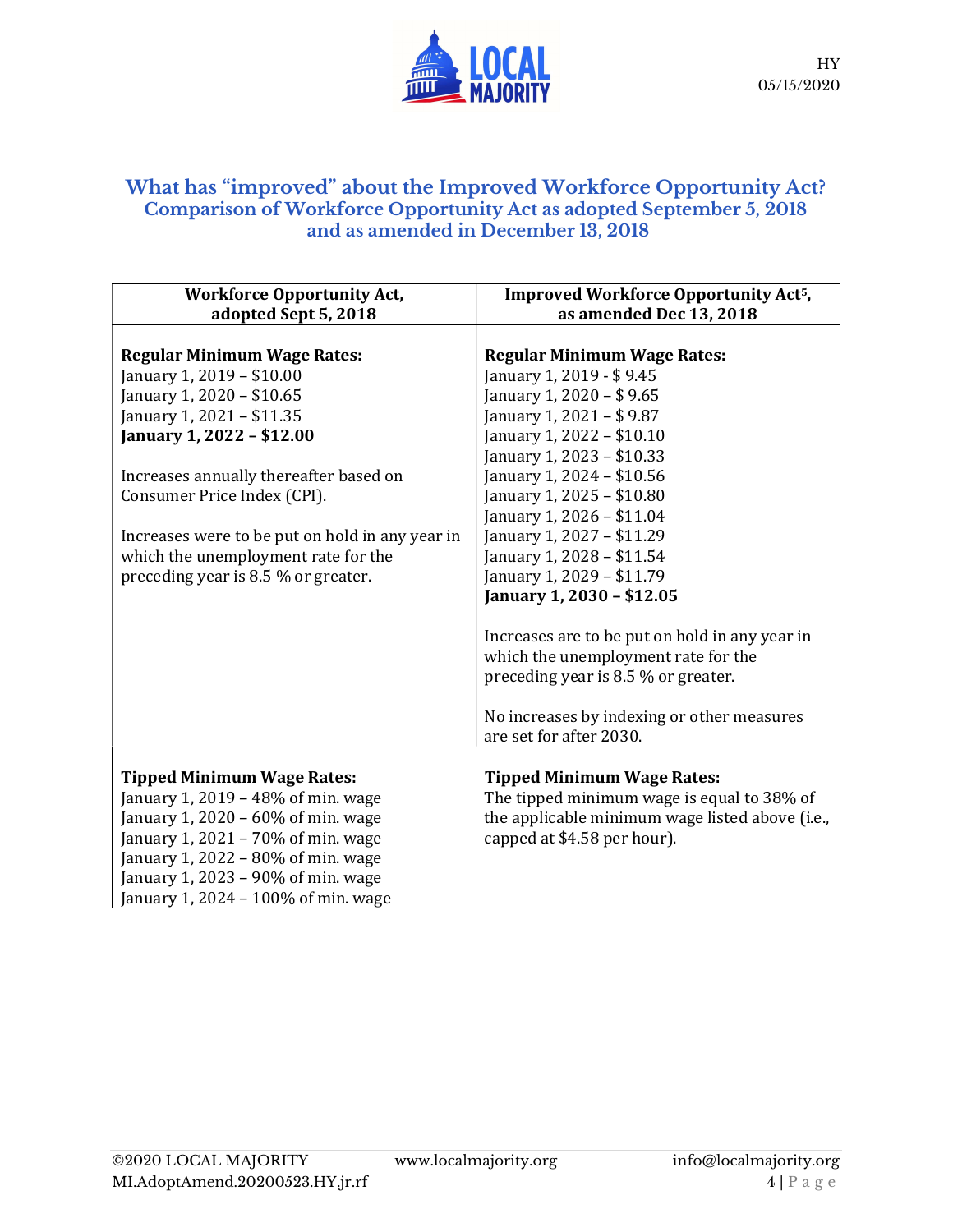## What has "improved" about the Improved Workforce Opportunity Act?

### Comparison of Workforce Opportunity Act as adopted September 5, 2018 and as amended in December 13, 2018

| Workforce Opportunity Act, adopted Sept 5, 2018 | Improved Workforce Opportunity Act[5], as amended Dec 13, 2018 |
|---|---|
| **Regular Minimum Wage Rates:**<br>January 1, 2019 – $10.00<br>January 1, 2020 – $10.65<br>January 1, 2021 – $11.35<br>**January 1, 2022 – $12.00**<br><br>Increases annually thereafter based on Consumer Price Index (CPI).<br><br>Increases were to be put on hold in any year in which the unemployment rate for the preceding year is 8.5 % or greater. | **Regular Minimum Wage Rates:**<br>January 1, 2019 - $ 9.45<br>January 1, 2020 – $ 9.65<br>January 1, 2021 – $ 9.87<br>January 1, 2022 – $10.10<br>January 1, 2023 – $10.33<br>January 1, 2024 – $10.56<br>January 1, 2025 – $10.80<br>January 1, 2026 – $11.04<br>January 1, 2027 – $11.29<br>January 1, 2028 – $11.54<br>January 1, 2029 – $11.79<br>**January 1, 2030 – $12.05**<br><br>Increases are to be put on hold in any year in which the unemployment rate for the preceding year is 8.5 % or greater.<br><br>No increases by indexing or other measures are set for after 2030. |
| **Tipped Minimum Wage Rates:**<br>January 1, 2019 – 48% of min. wage<br>January 1, 2020 – 60% of min. wage<br>January 1, 2021 – 70% of min. wage<br>January 1, 2022 – 80% of min. wage<br>January 1, 2023 – 90% of min. wage<br>January 1, 2024 – 100% of min. wage | **Tipped Minimum Wage Rates:**<br>The tipped minimum wage is equal to 38% of the applicable minimum wage listed above (i.e., capped at $4.58 per hour). |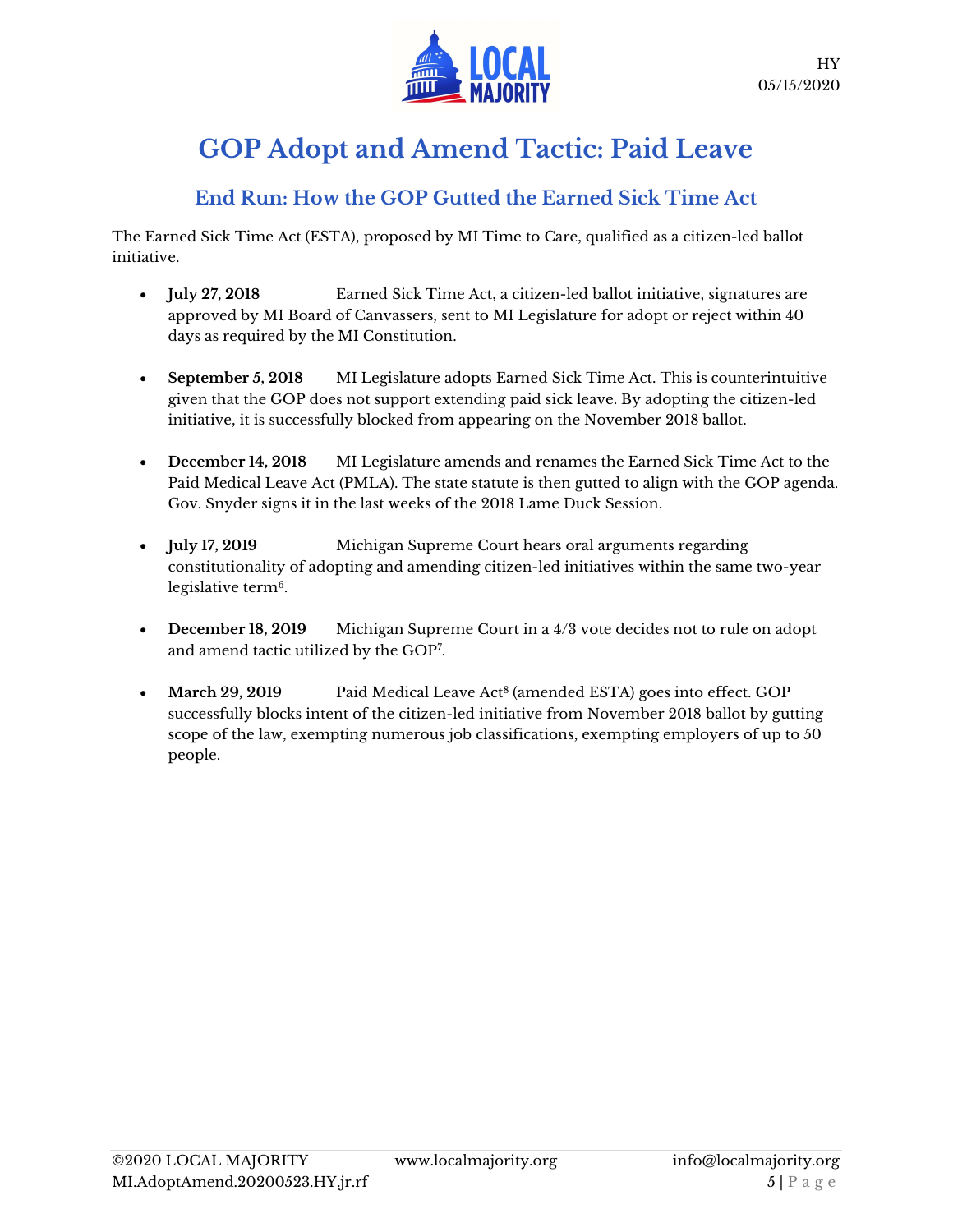# GOP Adopt and Amend Tactic: Paid Leave

## End Run: How the GOP Gutted the Earned Sick Time Act

The Earned Sick Time Act (ESTA), proposed by MI Time to Care, qualified as a citizen-led ballot initiative.

- **July 27, 2018** Earned Sick Time Act, a citizen-led ballot initiative, signatures are approved by MI Board of Canvassers, sent to MI Legislature for adopt or reject within 40 days as required by the MI Constitution.

- **September 5, 2018** MI Legislature adopts Earned Sick Time Act. This is counterintuitive given that the GOP does not support extending paid sick leave. By adopting the citizen-led initiative, it is successfully blocked from appearing on the November 2018 ballot.

- **December 14, 2018** MI Legislature amends and renames the Earned Sick Time Act to the Paid Medical Leave Act (PMLA). The state statute is then gutted to align with the GOP agenda. Gov. Snyder signs it in the last weeks of the 2018 Lame Duck Session.

- **July 17, 2019** Michigan Supreme Court hears oral arguments regarding constitutionality of adopting and amending citizen-led initiatives within the same two-year legislative term[6].

- **December 18, 2019** Michigan Supreme Court in a 4/3 vote decides not to rule on adopt and amend tactic utilized by the GOP[7].

- **March 29, 2019** Paid Medical Leave Act[8] (amended ESTA) goes into effect. GOP successfully blocks intent of the citizen-led initiative from November 2018 ballot by gutting scope of the law, exempting numerous job classifications, exempting employers of up to 50 people.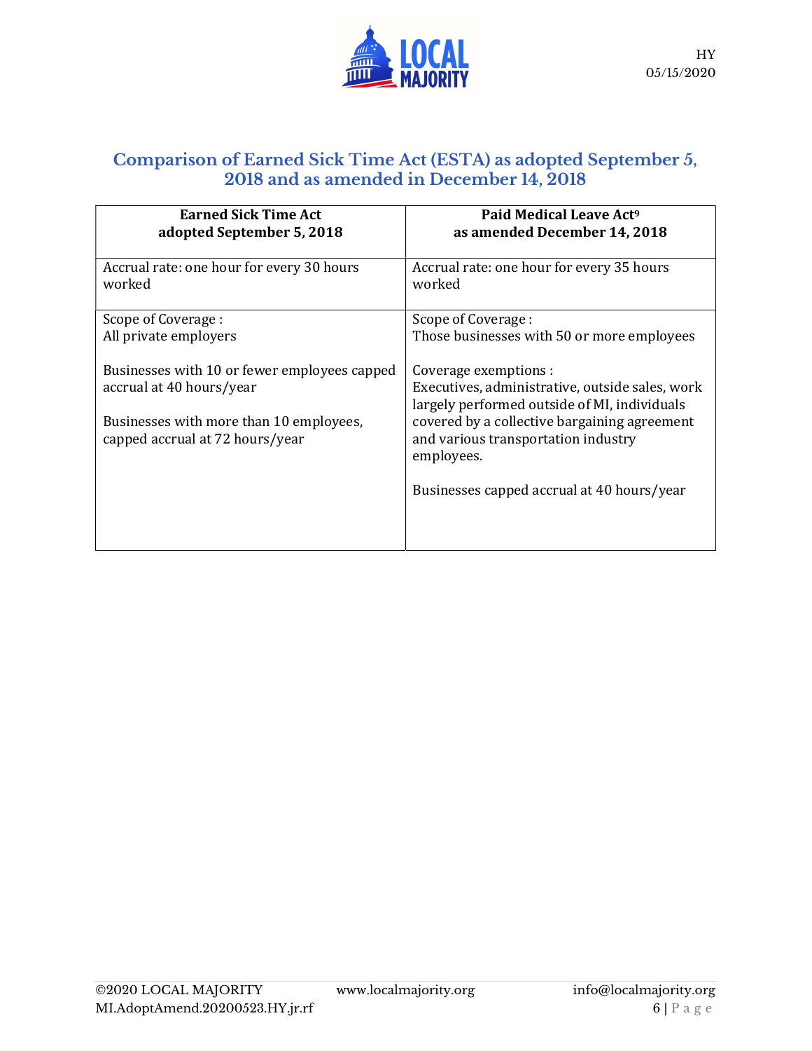## Comparison of Earned Sick Time Act (ESTA) as adopted September 5, 2018 and as amended in December 14, 2018

| Earned Sick Time Act adopted September 5, 2018 | Paid Medical Leave Act[9] as amended December 14, 2018 |
|---|---|
| Accrual rate: one hour for every 30 hours worked | Accrual rate: one hour for every 35 hours worked |
| Scope of Coverage : All private employers<br><br>Businesses with 10 or fewer employees capped accrual at 40 hours/year<br><br>Businesses with more than 10 employees, capped accrual at 72 hours/year | Scope of Coverage : Those businesses with 50 or more employees<br><br>Coverage exemptions : Executives, administrative, outside sales, work largely performed outside of MI, individuals covered by a collective bargaining agreement and various transportation industry employees.<br><br>Businesses capped accrual at 40 hours/year |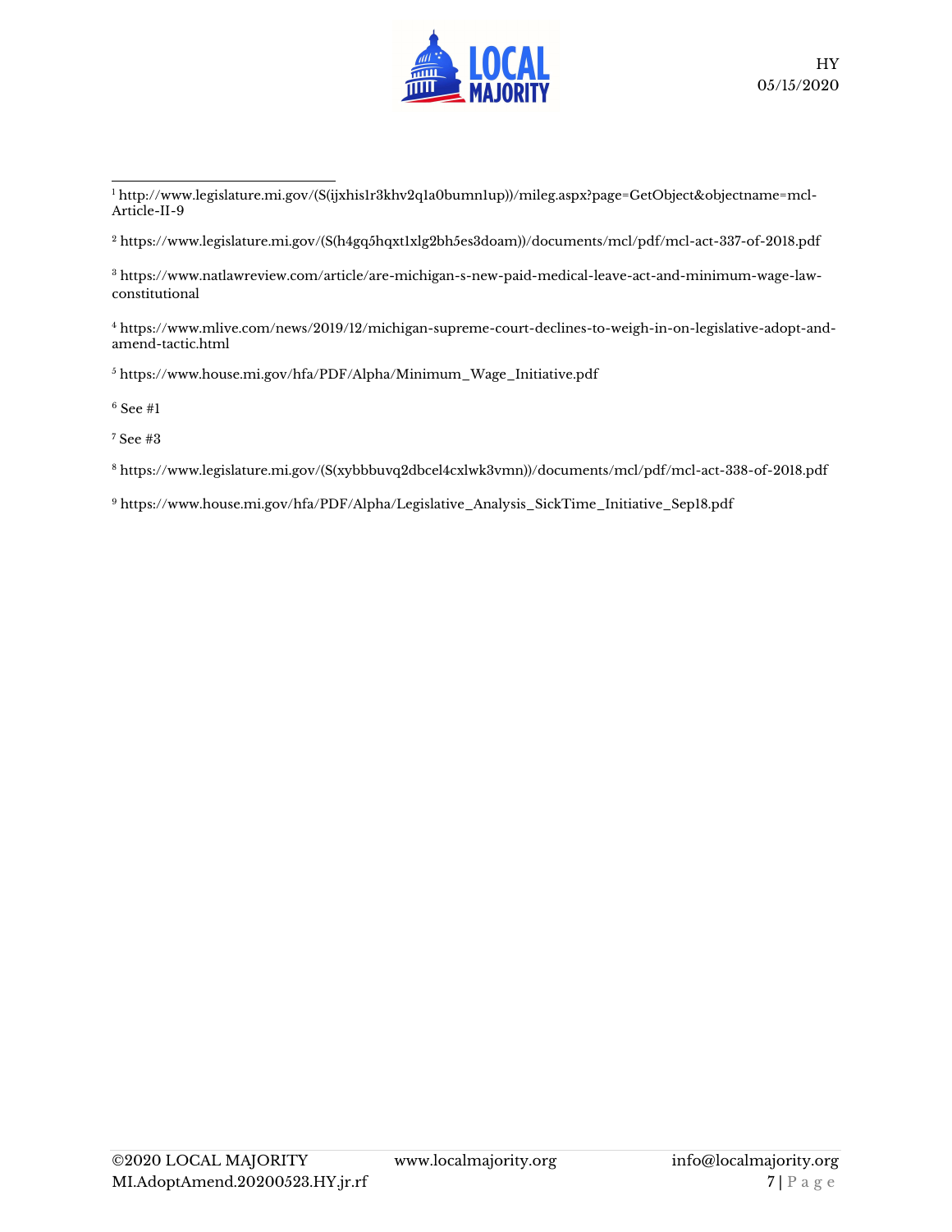[1] http://www.legislature.mi.gov/(S(ijxhis1r3khv2q1a0bumn1up))/mileg.aspx?page=GetObject&objectname=mcl-Article-II-9

[2] https://www.legislature.mi.gov/(S(h4gq5hqxt1xlg2bh5es3doam))/documents/mcl/pdf/mcl-act-337-of-2018.pdf

[3] https://www.natlawreview.com/article/are-michigan-s-new-paid-medical-leave-act-and-minimum-wage-law-constitutional

[4] https://www.mlive.com/news/2019/12/michigan-supreme-court-declines-to-weigh-in-on-legislative-adopt-and-amend-tactic.html

[5] https://www.house.mi.gov/hfa/PDF/Alpha/Minimum_Wage_Initiative.pdf

[6] See #1

[7] See #3

[8] https://www.legislature.mi.gov/(S(xybbbuvq2dbcel4cxlwk3vmn))/documents/mcl/pdf/mcl-act-338-of-2018.pdf

[9] https://www.house.mi.gov/hfa/PDF/Alpha/Legislative_Analysis_SickTime_Initiative_Sep18.pdf